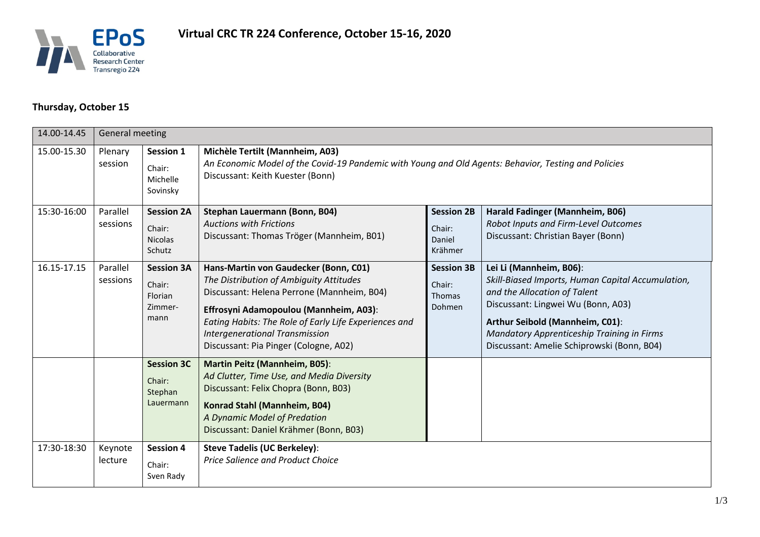# Virtual CRC TR 224 Conference, October 15-16, 2020

EPoS Collaborative Research Center Transregio 224

## Thursday, October 15

| Time | Type | Session | Presentation | Session | Presentation |
|---|---|---|---|---|---|
| 14.00-14.45 | General meeting | | | | |
| 15.00-15.30 | Plenary session | **Session 1** Chair: Michelle Sovinsky | **Michèle Tertilt (Mannheim, A03)** *An Economic Model of the Covid-19 Pandemic with Young and Old Agents: Behavior, Testing and Policies* Discussant: Keith Kuester (Bonn) | | |
| 15:30-16:00 | Parallel sessions | **Session 2A** Chair: Nicolas Schutz | **Stephan Lauermann (Bonn, B04)** *Auctions with Frictions* Discussant: Thomas Tröger (Mannheim, B01) | **Session 2B** Chair: Daniel Krähmer | **Harald Fadinger (Mannheim, B06)** *Robot Inputs and Firm-Level Outcomes* Discussant: Christian Bayer (Bonn) |
| 16.15-17.15 | Parallel sessions | **Session 3A** Chair: Florian Zimmer-mann | **Hans-Martin von Gaudecker (Bonn, C01)** *The Distribution of Ambiguity Attitudes* Discussant: Helena Perrone (Mannheim, B04) <br> **Effrosyni Adamopoulou (Mannheim, A03)**: *Eating Habits: The Role of Early Life Experiences and Intergenerational Transmission* Discussant: Pia Pinger (Cologne, A02) | **Session 3B** Chair: Thomas Dohmen | **Lei Li (Mannheim, B06)**: *Skill-Biased Imports, Human Capital Accumulation, and the Allocation of Talent* Discussant: Lingwei Wu (Bonn, A03) <br> **Arthur Seibold (Mannheim, C01)**: *Mandatory Apprenticeship Training in Firms* Discussant: Amelie Schiprowski (Bonn, B04) |
| | | **Session 3C** Chair: Stephan Lauermann | **Martin Peitz (Mannheim, B05)**: *Ad Clutter, Time Use, and Media Diversity* Discussant: Felix Chopra (Bonn, B03) <br> **Konrad Stahl (Mannheim, B04)** *A Dynamic Model of Predation* Discussant: Daniel Krähmer (Bonn, B03) | | |
| 17:30-18:30 | Keynote lecture | **Session 4** Chair: Sven Rady | **Steve Tadelis (UC Berkeley)**: *Price Salience and Product Choice* | | |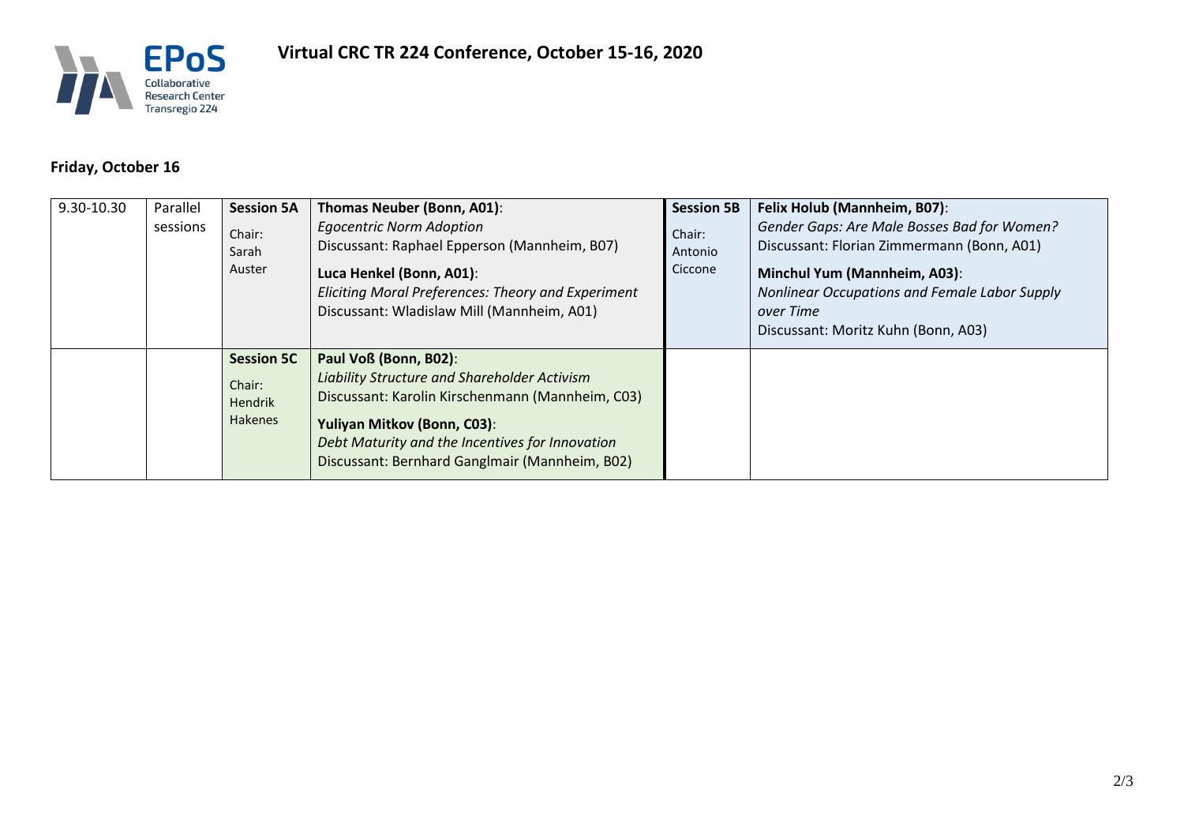## Virtual CRC TR 224 Conference, October 15-16, 2020

### Friday, October 16

| Time | | Session | Presentations | Session | Presentations |
|---|---|---|---|---|---|
| 9.30-10.30 | Parallel sessions | **Session 5A** Chair: Sarah Auster | **Thomas Neuber (Bonn, A01)**: *Egocentric Norm Adoption* Discussant: Raphael Epperson (Mannheim, B07) **Luca Henkel (Bonn, A01)**: *Eliciting Moral Preferences: Theory and Experiment* Discussant: Wladislaw Mill (Mannheim, A01) | **Session 5B** Chair: Antonio Ciccone | **Felix Holub (Mannheim, B07)**: *Gender Gaps: Are Male Bosses Bad for Women?* Discussant: Florian Zimmermann (Bonn, A01) **Minchul Yum (Mannheim, A03)**: *Nonlinear Occupations and Female Labor Supply over Time* Discussant: Moritz Kuhn (Bonn, A03) |
| | | **Session 5C** Chair: Hendrik Hakenes | **Paul Voß (Bonn, B02)**: *Liability Structure and Shareholder Activism* Discussant: Karolin Kirschenmann (Mannheim, C03) **Yuliyan Mitkov (Bonn, C03)**: *Debt Maturity and the Incentives for Innovation* Discussant: Bernhard Ganglmair (Mannheim, B02) | | |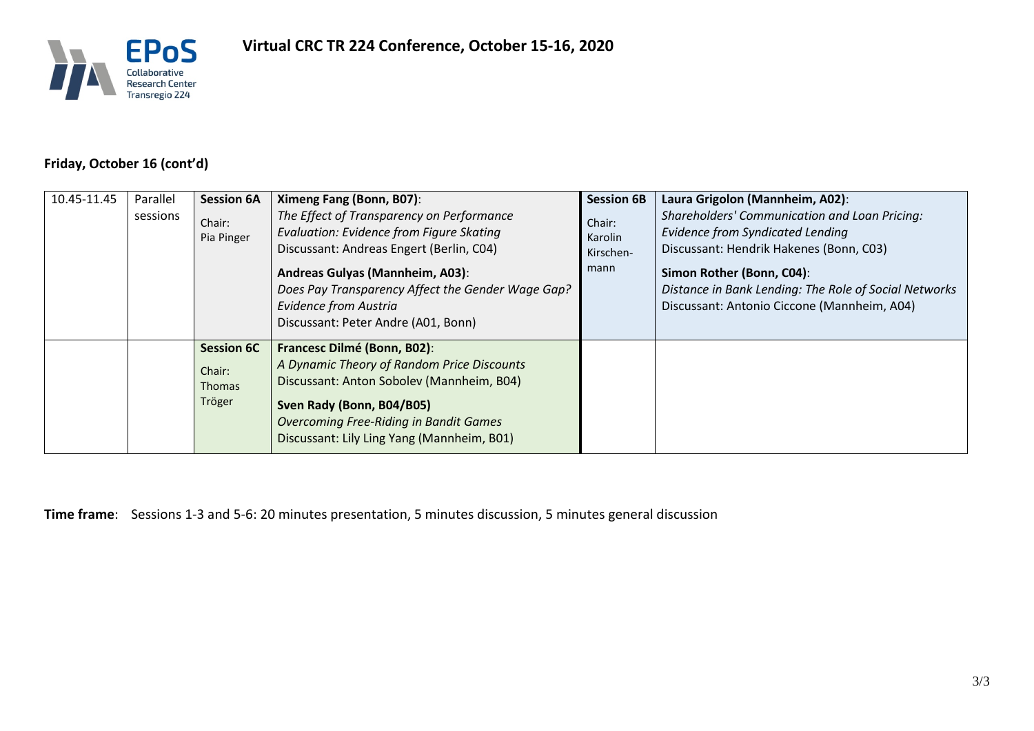**Virtual CRC TR 224 Conference, October 15-16, 2020**

**Friday, October 16 (cont'd)**

| | | | | | |
|---|---|---|---|---|---|
| 10.45-11.45 | Parallel sessions | **Session 6A** Chair: Pia Pinger | **Ximeng Fang (Bonn, B07)**: *The Effect of Transparency on Performance Evaluation: Evidence from Figure Skating* Discussant: Andreas Engert (Berlin, C04) **Andreas Gulyas (Mannheim, A03)**: *Does Pay Transparency Affect the Gender Wage Gap? Evidence from Austria* Discussant: Peter Andre (A01, Bonn) | **Session 6B** Chair: Karolin Kirschen-mann | **Laura Grigolon (Mannheim, A02)**: *Shareholders' Communication and Loan Pricing: Evidence from Syndicated Lending* Discussant: Hendrik Hakenes (Bonn, C03) **Simon Rother (Bonn, C04)**: *Distance in Bank Lending: The Role of Social Networks* Discussant: Antonio Ciccone (Mannheim, A04) |
| | | **Session 6C** Chair: Thomas Tröger | **Francesc Dilmé (Bonn, B02)**: *A Dynamic Theory of Random Price Discounts* Discussant: Anton Sobolev (Mannheim, B04) **Sven Rady (Bonn, B04/B05)** *Overcoming Free-Riding in Bandit Games* Discussant: Lily Ling Yang (Mannheim, B01) | | |

**Time frame**: Sessions 1-3 and 5-6: 20 minutes presentation, 5 minutes discussion, 5 minutes general discussion